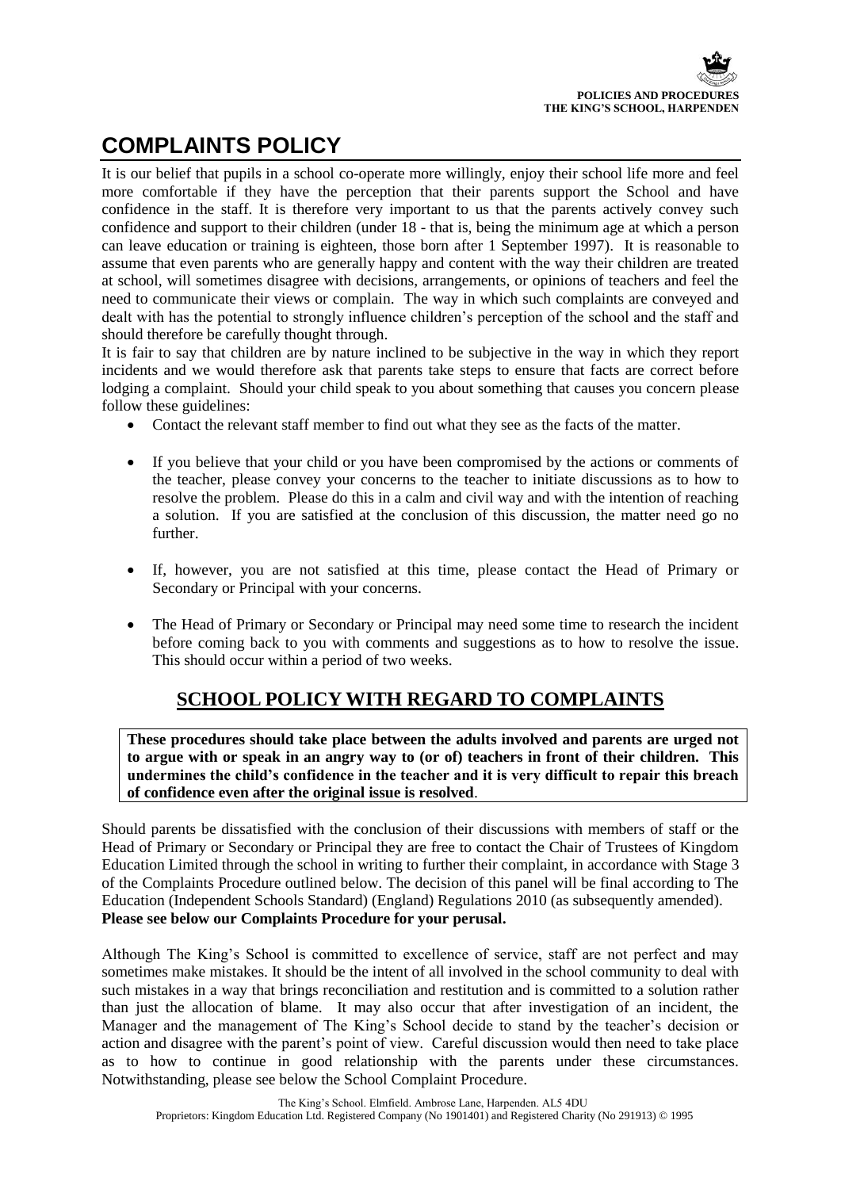# COMPLAINTS POLICY

It is our belief that pupils in a school co-operate more willingly, enjoy their school life more and feel more comfortable if they have the perception that their parents support the School and have confidence in the staff. It is therefore very important to us that the parents actively convey such confidence and support to their children (under 18 - that is, being the minimum age at which a person can leave education or training is eighteen, those born after 1 September 1997). It is reasonable to assume that even parents who are generally happy and content with the way their children are treated at school, will sometimes disagree with decisions, arrangements, or opinions of teachers and feel the need to communicate their views or complain. The way in which such complaints are conveyed and dealt with has the potential to strongly influence children's perception of the school and the staff and should therefore be carefully thought through.

It is fair to say that children are by nature inclined to be subjective in the way in which they report incidents and we would therefore ask that parents take steps to ensure that facts are correct before lodging a complaint. Should your child speak to you about something that causes you concern please follow these guidelines:

- Contact the relevant staff member to find out what they see as the facts of the matter.
- If you believe that your child or you have been compromised by the actions or comments of the teacher, please convey your concerns to the teacher to initiate discussions as to how to resolve the problem. Please do this in a calm and civil way and with the intention of reaching a solution. If you are satisfied at the conclusion of this discussion, the matter need go no further.
- If, however, you are not satisfied at this time, please contact the Head of Primary or Secondary or Principal with your concerns.
- The Head of Primary or Secondary or Principal may need some time to research the incident before coming back to you with comments and suggestions as to how to resolve the issue. This should occur within a period of two weeks.

## SCHOOL POLICY WITH REGARD TO COMPLAINTS

**These procedures should take place between the adults involved and parents are urged not to argue with or speak in an angry way to (or of) teachers in front of their children. This undermines the child's confidence in the teacher and it is very difficult to repair this breach of confidence even after the original issue is resolved**.

Should parents be dissatisfied with the conclusion of their discussions with members of staff or the Head of Primary or Secondary or Principal they are free to contact the Chair of Trustees of Kingdom Education Limited through the school in writing to further their complaint, in accordance with Stage 3 of the Complaints Procedure outlined below. The decision of this panel will be final according to The Education (Independent Schools Standard) (England) Regulations 2010 (as subsequently amended).
**Please see below our Complaints Procedure for your perusal.**

Although The King's School is committed to excellence of service, staff are not perfect and may sometimes make mistakes. It should be the intent of all involved in the school community to deal with such mistakes in a way that brings reconciliation and restitution and is committed to a solution rather than just the allocation of blame. It may also occur that after investigation of an incident, the Manager and the management of The King's School decide to stand by the teacher's decision or action and disagree with the parent's point of view. Careful discussion would then need to take place as to how to continue in good relationship with the parents under these circumstances. Notwithstanding, please see below the School Complaint Procedure.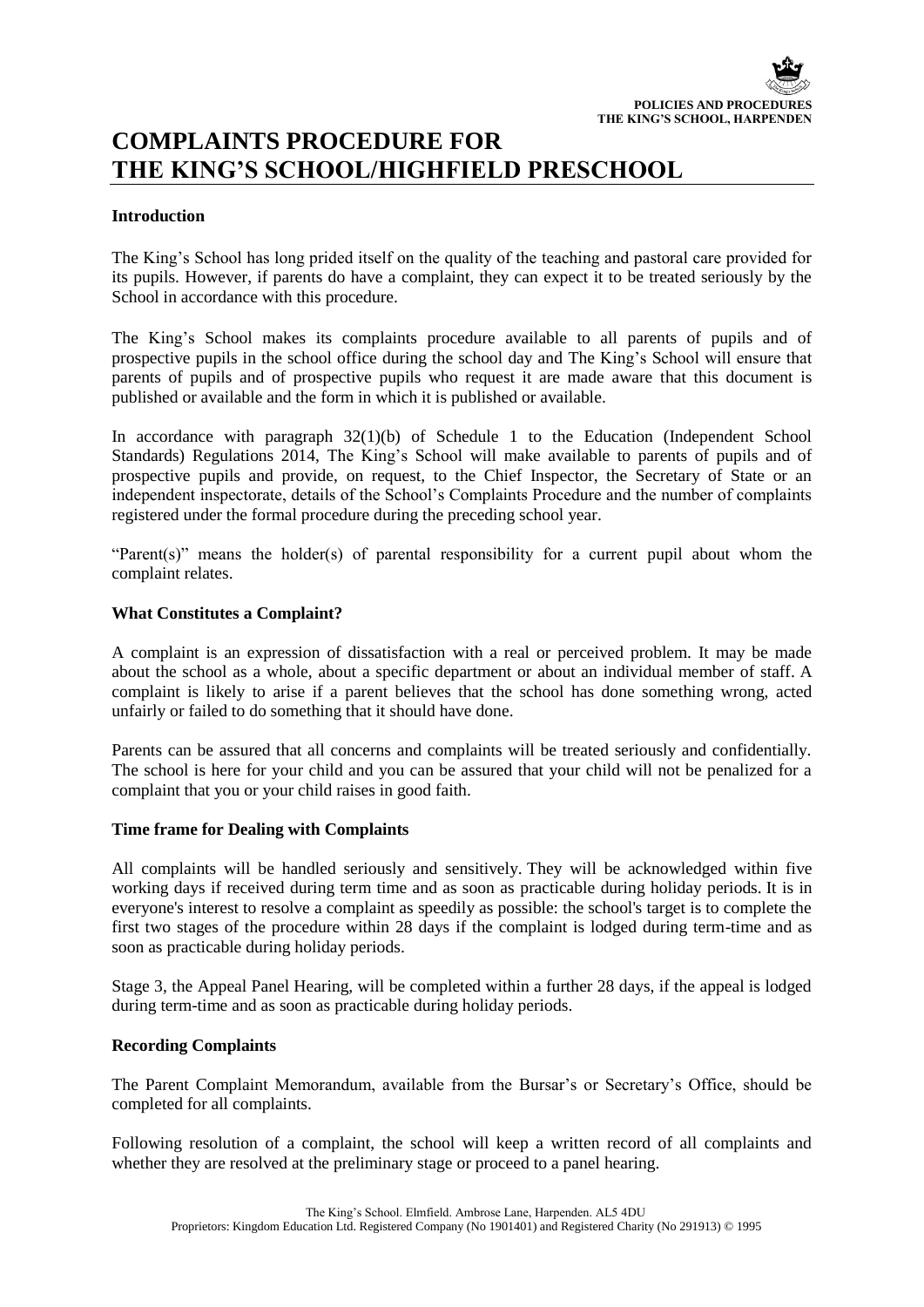# COMPLAINTS PROCEDURE FOR THE KING'S SCHOOL/HIGHFIELD PRESCHOOL

**Introduction**

The King's School has long prided itself on the quality of the teaching and pastoral care provided for its pupils. However, if parents do have a complaint, they can expect it to be treated seriously by the School in accordance with this procedure.

The King's School makes its complaints procedure available to all parents of pupils and of prospective pupils in the school office during the school day and The King's School will ensure that parents of pupils and of prospective pupils who request it are made aware that this document is published or available and the form in which it is published or available.

In accordance with paragraph 32(1)(b) of Schedule 1 to the Education (Independent School Standards) Regulations 2014, The King's School will make available to parents of pupils and of prospective pupils and provide, on request, to the Chief Inspector, the Secretary of State or an independent inspectorate, details of the School's Complaints Procedure and the number of complaints registered under the formal procedure during the preceding school year.

"Parent(s)" means the holder(s) of parental responsibility for a current pupil about whom the complaint relates.

**What Constitutes a Complaint?**

A complaint is an expression of dissatisfaction with a real or perceived problem. It may be made about the school as a whole, about a specific department or about an individual member of staff. A complaint is likely to arise if a parent believes that the school has done something wrong, acted unfairly or failed to do something that it should have done.

Parents can be assured that all concerns and complaints will be treated seriously and confidentially. The school is here for your child and you can be assured that your child will not be penalized for a complaint that you or your child raises in good faith.

**Time frame for Dealing with Complaints**

All complaints will be handled seriously and sensitively. They will be acknowledged within five working days if received during term time and as soon as practicable during holiday periods. It is in everyone's interest to resolve a complaint as speedily as possible: the school's target is to complete the first two stages of the procedure within 28 days if the complaint is lodged during term-time and as soon as practicable during holiday periods.

Stage 3, the Appeal Panel Hearing, will be completed within a further 28 days, if the appeal is lodged during term-time and as soon as practicable during holiday periods.

**Recording Complaints**

The Parent Complaint Memorandum, available from the Bursar's or Secretary's Office, should be completed for all complaints.

Following resolution of a complaint, the school will keep a written record of all complaints and whether they are resolved at the preliminary stage or proceed to a panel hearing.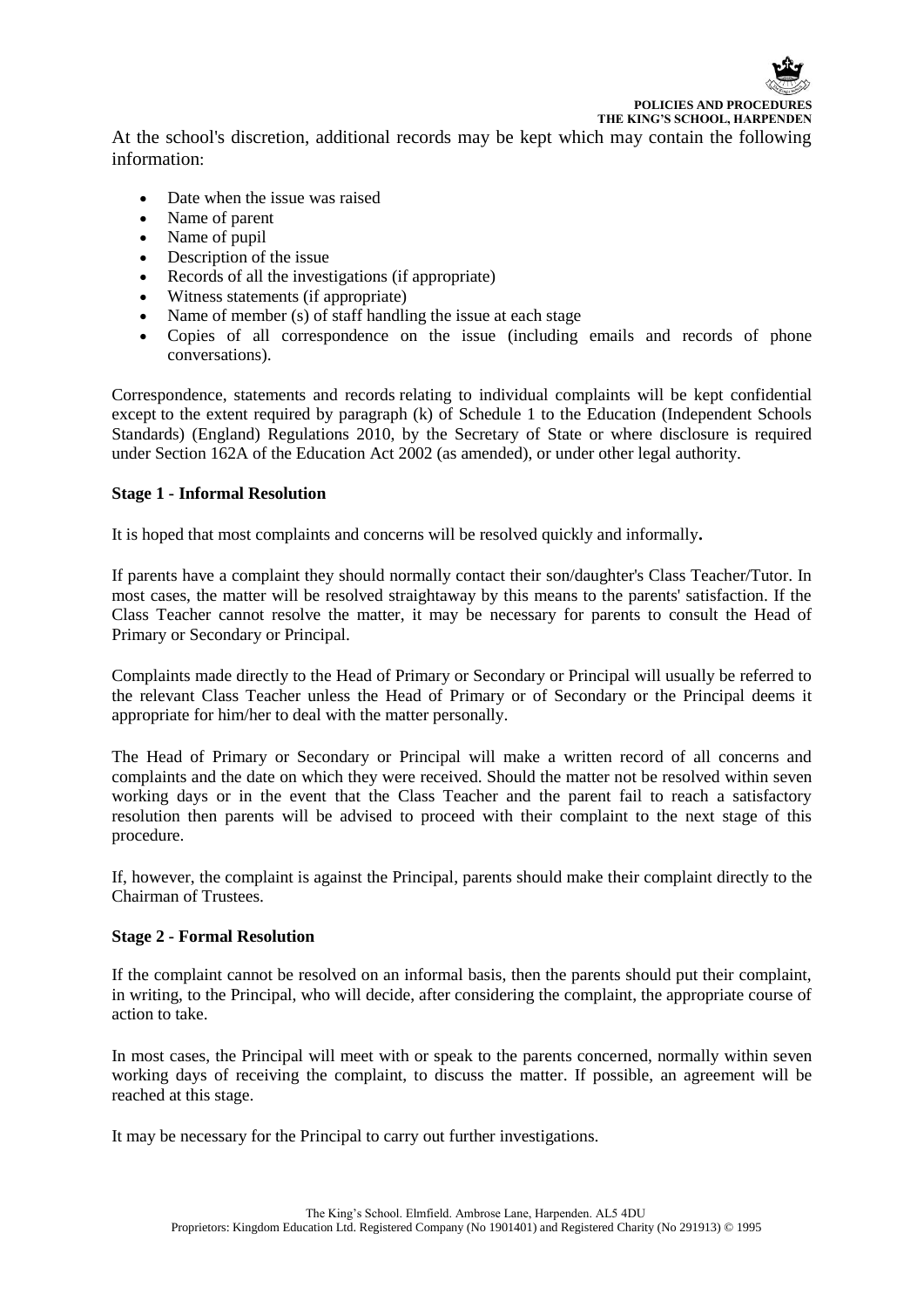At the school's discretion, additional records may be kept which may contain the following information:

- Date when the issue was raised
- Name of parent
- Name of pupil
- Description of the issue
- Records of all the investigations (if appropriate)
- Witness statements (if appropriate)
- Name of member (s) of staff handling the issue at each stage
- Copies of all correspondence on the issue (including emails and records of phone conversations).

Correspondence, statements and records relating to individual complaints will be kept confidential except to the extent required by paragraph (k) of Schedule 1 to the Education (Independent Schools Standards) (England) Regulations 2010, by the Secretary of State or where disclosure is required under Section 162A of the Education Act 2002 (as amended), or under other legal authority.

**Stage 1 - Informal Resolution**

It is hoped that most complaints and concerns will be resolved quickly and informally**.**

If parents have a complaint they should normally contact their son/daughter's Class Teacher/Tutor. In most cases, the matter will be resolved straightaway by this means to the parents' satisfaction. If the Class Teacher cannot resolve the matter, it may be necessary for parents to consult the Head of Primary or Secondary or Principal.

Complaints made directly to the Head of Primary or Secondary or Principal will usually be referred to the relevant Class Teacher unless the Head of Primary or of Secondary or the Principal deems it appropriate for him/her to deal with the matter personally.

The Head of Primary or Secondary or Principal will make a written record of all concerns and complaints and the date on which they were received. Should the matter not be resolved within seven working days or in the event that the Class Teacher and the parent fail to reach a satisfactory resolution then parents will be advised to proceed with their complaint to the next stage of this procedure.

If, however, the complaint is against the Principal, parents should make their complaint directly to the Chairman of Trustees.

**Stage 2 - Formal Resolution**

If the complaint cannot be resolved on an informal basis, then the parents should put their complaint, in writing, to the Principal, who will decide, after considering the complaint, the appropriate course of action to take.

In most cases, the Principal will meet with or speak to the parents concerned, normally within seven working days of receiving the complaint, to discuss the matter. If possible, an agreement will be reached at this stage.

It may be necessary for the Principal to carry out further investigations.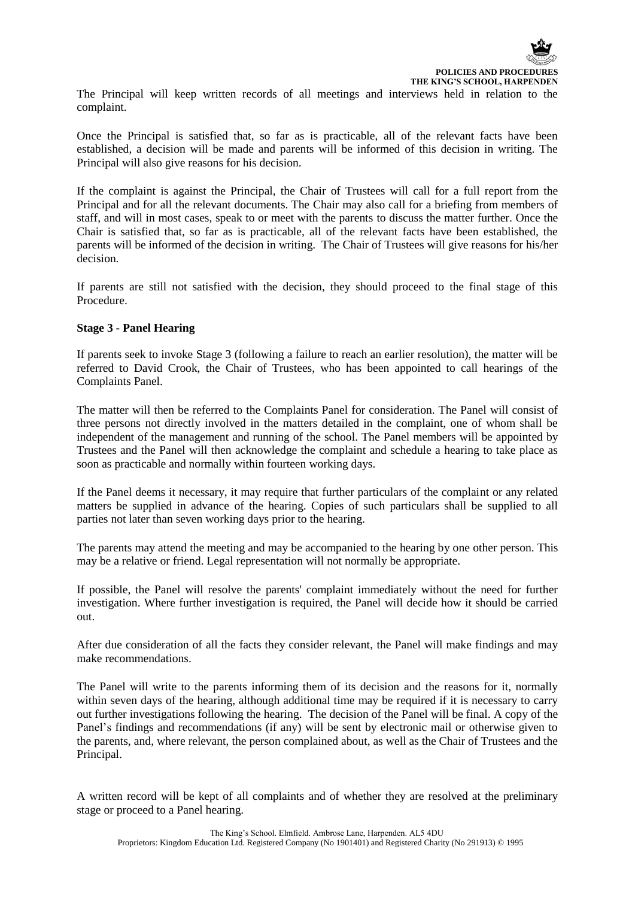The Principal will keep written records of all meetings and interviews held in relation to the complaint.

Once the Principal is satisfied that, so far as is practicable, all of the relevant facts have been established, a decision will be made and parents will be informed of this decision in writing. The Principal will also give reasons for his decision.

If the complaint is against the Principal, the Chair of Trustees will call for a full report from the Principal and for all the relevant documents. The Chair may also call for a briefing from members of staff, and will in most cases, speak to or meet with the parents to discuss the matter further. Once the Chair is satisfied that, so far as is practicable, all of the relevant facts have been established, the parents will be informed of the decision in writing. The Chair of Trustees will give reasons for his/her decision.

If parents are still not satisfied with the decision, they should proceed to the final stage of this Procedure.

**Stage 3 - Panel Hearing**

If parents seek to invoke Stage 3 (following a failure to reach an earlier resolution), the matter will be referred to David Crook, the Chair of Trustees, who has been appointed to call hearings of the Complaints Panel.

The matter will then be referred to the Complaints Panel for consideration. The Panel will consist of three persons not directly involved in the matters detailed in the complaint, one of whom shall be independent of the management and running of the school. The Panel members will be appointed by Trustees and the Panel will then acknowledge the complaint and schedule a hearing to take place as soon as practicable and normally within fourteen working days.

If the Panel deems it necessary, it may require that further particulars of the complaint or any related matters be supplied in advance of the hearing. Copies of such particulars shall be supplied to all parties not later than seven working days prior to the hearing.

The parents may attend the meeting and may be accompanied to the hearing by one other person. This may be a relative or friend. Legal representation will not normally be appropriate.

If possible, the Panel will resolve the parents' complaint immediately without the need for further investigation. Where further investigation is required, the Panel will decide how it should be carried out.

After due consideration of all the facts they consider relevant, the Panel will make findings and may make recommendations.

The Panel will write to the parents informing them of its decision and the reasons for it, normally within seven days of the hearing, although additional time may be required if it is necessary to carry out further investigations following the hearing. The decision of the Panel will be final. A copy of the Panel's findings and recommendations (if any) will be sent by electronic mail or otherwise given to the parents, and, where relevant, the person complained about, as well as the Chair of Trustees and the Principal.

A written record will be kept of all complaints and of whether they are resolved at the preliminary stage or proceed to a Panel hearing.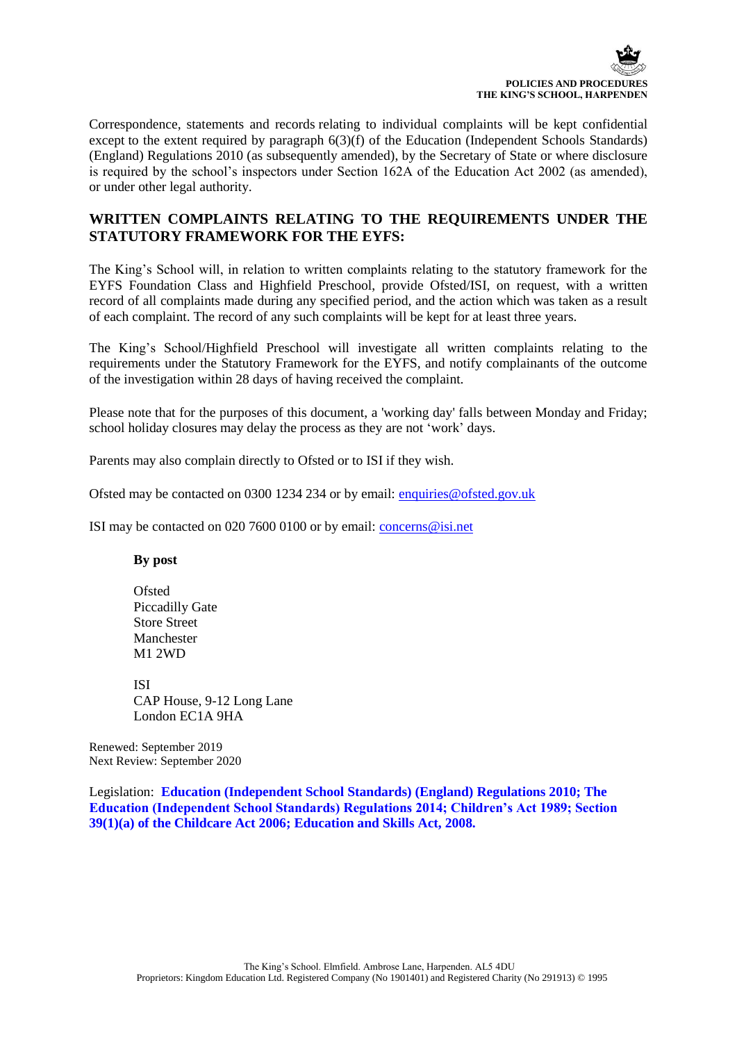Correspondence, statements and records relating to individual complaints will be kept confidential except to the extent required by paragraph 6(3)(f) of the Education (Independent Schools Standards) (England) Regulations 2010 (as subsequently amended), by the Secretary of State or where disclosure is required by the school's inspectors under Section 162A of the Education Act 2002 (as amended), or under other legal authority.

## WRITTEN COMPLAINTS RELATING TO THE REQUIREMENTS UNDER THE STATUTORY FRAMEWORK FOR THE EYFS:

The King's School will, in relation to written complaints relating to the statutory framework for the EYFS Foundation Class and Highfield Preschool, provide Ofsted/ISI, on request, with a written record of all complaints made during any specified period, and the action which was taken as a result of each complaint. The record of any such complaints will be kept for at least three years.

The King's School/Highfield Preschool will investigate all written complaints relating to the requirements under the Statutory Framework for the EYFS, and notify complainants of the outcome of the investigation within 28 days of having received the complaint.

Please note that for the purposes of this document, a 'working day' falls between Monday and Friday; school holiday closures may delay the process as they are not 'work' days.

Parents may also complain directly to Ofsted or to ISI if they wish.

Ofsted may be contacted on 0300 1234 234 or by email: enquiries@ofsted.gov.uk

ISI may be contacted on 020 7600 0100 or by email: concerns@isi.net

**By post**

Ofsted
Piccadilly Gate
Store Street
Manchester
M1 2WD

ISI
CAP House, 9-12 Long Lane
London EC1A 9HA

Renewed: September 2019
Next Review: September 2020

Legislation: **Education (Independent School Standards) (England) Regulations 2010; The Education (Independent School Standards) Regulations 2014; Children's Act 1989; Section 39(1)(a) of the Childcare Act 2006; Education and Skills Act, 2008.**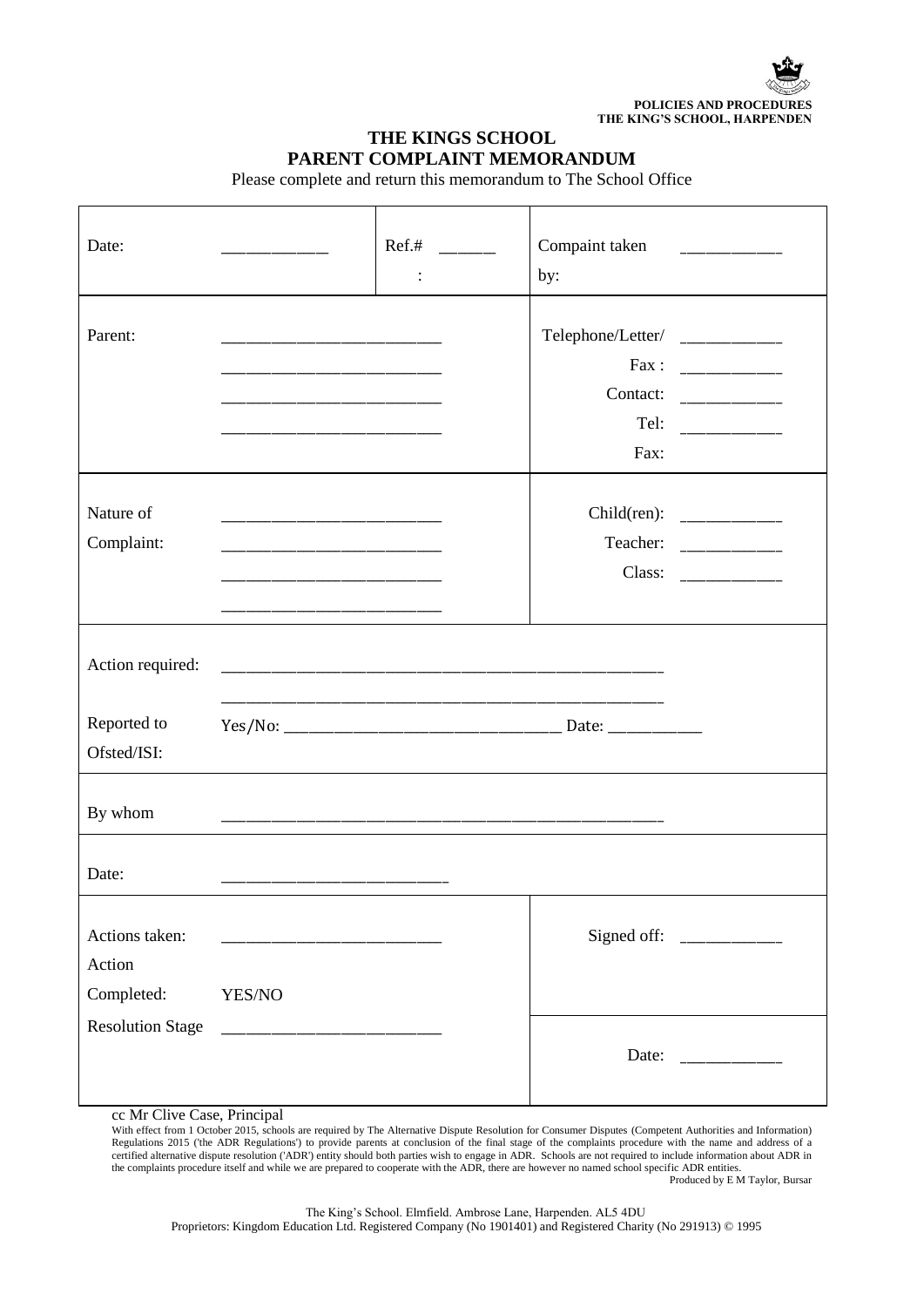POLICIES AND PROCEDURES
THE KING'S SCHOOL, HARPENDEN

# THE KINGS SCHOOL
## PARENT COMPLAINT MEMORANDUM

Please complete and return this memorandum to The School Office

| | | | |
|---|---|---|---|
| Date: ____________ | Ref.# : ______ | Compaint taken by: ____________ | |
| Parent: ________________________ ________________________ ________________________ ________________________ | | Telephone/Letter/ Fax : Contact: Tel: Fax: | ____________ ____________ ____________ ____________ |
| Nature of Complaint: ________________________ ________________________ ________________________ ________________________ | | Child(ren): Teacher: Class: | ____________ ____________ ____________ |
| Action required: ________________________________________________ ________________________________________________ | | | |
| Reported to Ofsted/ISI: Yes/No: ________________________________ Date: ___________ | | | |
| By whom ________________________________________________ | | | |
| Date: ________________________ | | | |
| Actions taken: ________________________ Action Completed: YES/NO Resolution Stage ________________________ | | Signed off: ____________ Date: ____________ | |

cc Mr Clive Case, Principal

With effect from 1 October 2015, schools are required by The Alternative Dispute Resolution for Consumer Disputes (Competent Authorities and Information) Regulations 2015 ('the ADR Regulations') to provide parents at conclusion of the final stage of the complaints procedure with the name and address of a certified alternative dispute resolution ('ADR') entity should both parties wish to engage in ADR. Schools are not required to include information about ADR in the complaints procedure itself and while we are prepared to cooperate with the ADR, there are however no named school specific ADR entities.

Produced by E M Taylor, Bursar

The King's School. Elmfield. Ambrose Lane, Harpenden. AL5 4DU
Proprietors: Kingdom Education Ltd. Registered Company (No 1901401) and Registered Charity (No 291913) © 1995